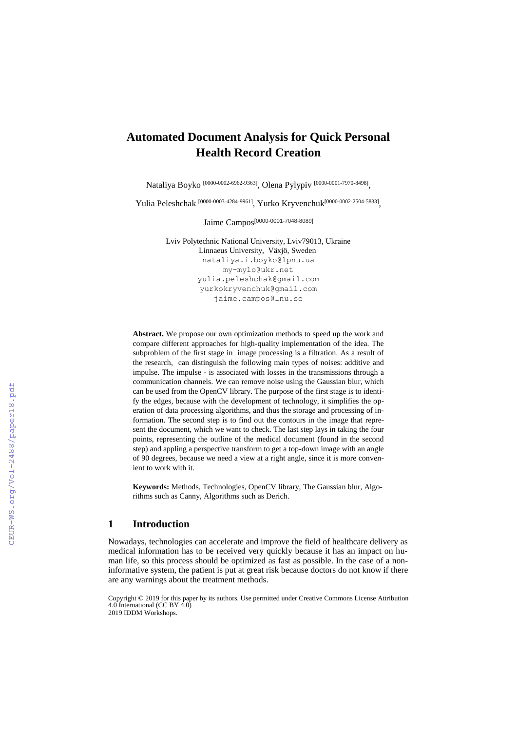# Automated Document Analysis for Quick Personal Health Record Creation

Nataliya Boyko [0000-0002-6962-9363], Olena Pylypiv [0000-0001-7970-8498], Yulia Peleshchak [0000-0003-4284-9961], Yurko Kryvenchuk[0000-0002-2504-5833], Jaime Campos[0000-0001-7048-8089]

Lviv Polytechnic National University, Lviv79013, Ukraine
Linnaeus University, Växjö, Sweden
nataliya.i.boyko@lpnu.ua
my-mylo@ukr.net
yulia.peleshchak@gmail.com
yurkokryvenchuk@gmail.com
jaime.campos@lnu.se

**Abstract.** We propose our own optimization methods to speed up the work and compare different approaches for high-quality implementation of the idea. The subproblem of the first stage in image processing is a filtration. As a result of the research, can distinguish the following main types of noises: additive and impulse. The impulse - is associated with losses in the transmissions through a communication channels. We can remove noise using the Gaussian blur, which can be used from the OpenCV library. The purpose of the first stage is to identify the edges, because with the development of technology, it simplifies the operation of data processing algorithms, and thus the storage and processing of information. The second step is to find out the contours in the image that represent the document, which we want to check. The last step lays in taking the four points, representing the outline of the medical document (found in the second step) and appling a perspective transform to get a top-down image with an angle of 90 degrees, because we need a view at a right angle, since it is more convenient to work with it.

**Keywords:** Methods, Technologies, OpenCV library, The Gaussian blur, Algorithms such as Canny, Algorithms such as Derich.

## 1 Introduction

Nowadays, technologies can accelerate and improve the field of healthcare delivery as medical information has to be received very quickly because it has an impact on human life, so this process should be optimized as fast as possible. In the case of a non-informative system, the patient is put at great risk because doctors do not know if there are any warnings about the treatment methods.

Copyright © 2019 for this paper by its authors. Use permitted under Creative Commons License Attribution 4.0 International (CC BY 4.0)
2019 IDDM Workshops.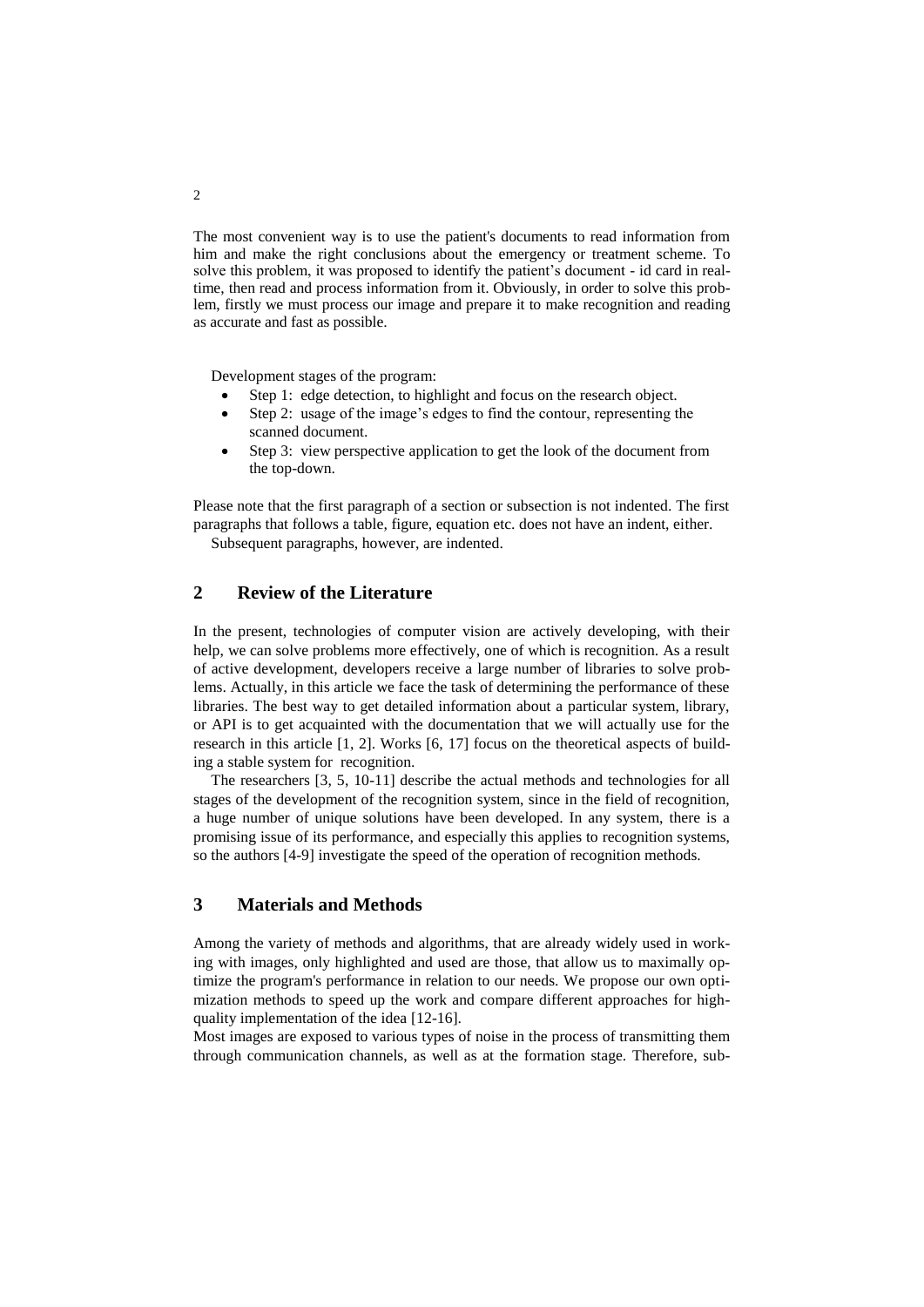The most convenient way is to use the patient's documents to read information from him and make the right conclusions about the emergency or treatment scheme. To solve this problem, it was proposed to identify the patient's document - id card in real-time, then read and process information from it. Obviously, in order to solve this problem, firstly we must process our image and prepare it to make recognition and reading as accurate and fast as possible.

Development stages of the program:

- Step 1: edge detection, to highlight and focus on the research object.
- Step 2: usage of the image's edges to find the contour, representing the scanned document.
- Step 3: view perspective application to get the look of the document from the top-down.

Please note that the first paragraph of a section or subsection is not indented. The first paragraphs that follows a table, figure, equation etc. does not have an indent, either.

Subsequent paragraphs, however, are indented.

## 2 Review of the Literature

In the present, technologies of computer vision are actively developing, with their help, we can solve problems more effectively, one of which is recognition. As a result of active development, developers receive a large number of libraries to solve problems. Actually, in this article we face the task of determining the performance of these libraries. The best way to get detailed information about a particular system, library, or API is to get acquainted with the documentation that we will actually use for the research in this article [1, 2]. Works [6, 17] focus on the theoretical aspects of building a stable system for recognition.

The researchers [3, 5, 10-11] describe the actual methods and technologies for all stages of the development of the recognition system, since in the field of recognition, a huge number of unique solutions have been developed. In any system, there is a promising issue of its performance, and especially this applies to recognition systems, so the authors [4-9] investigate the speed of the operation of recognition methods.

## 3 Materials and Methods

Among the variety of methods and algorithms, that are already widely used in working with images, only highlighted and used are those, that allow us to maximally optimize the program's performance in relation to our needs. We propose our own optimization methods to speed up the work and compare different approaches for high-quality implementation of the idea [12-16].

Most images are exposed to various types of noise in the process of transmitting them through communication channels, as well as at the formation stage. Therefore, sub-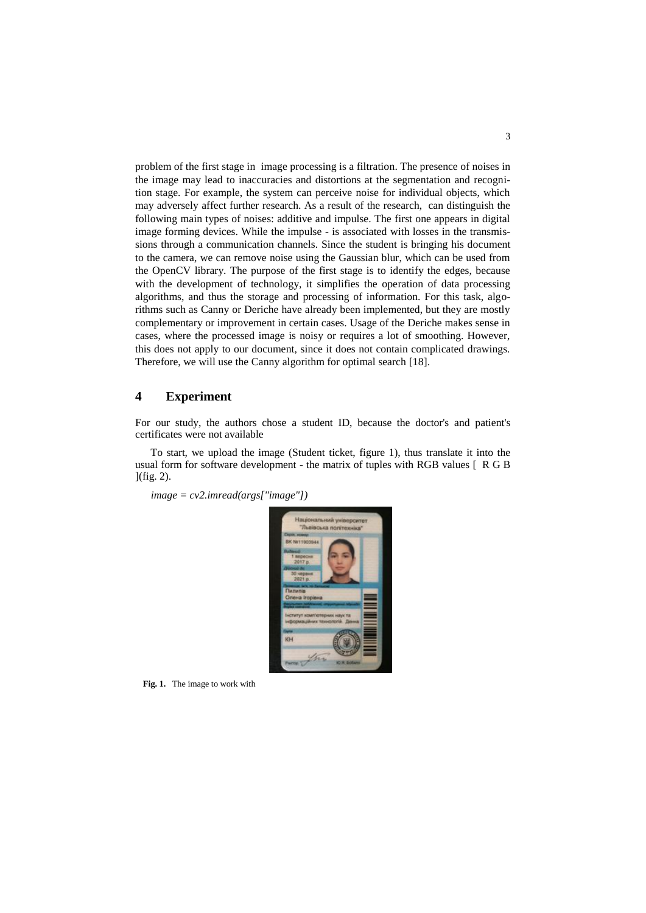problem of the first stage in image processing is a filtration. The presence of noises in the image may lead to inaccuracies and distortions at the segmentation and recognition stage. For example, the system can perceive noise for individual objects, which may adversely affect further research. As a result of the research, can distinguish the following main types of noises: additive and impulse. The first one appears in digital image forming devices. While the impulse - is associated with losses in the transmissions through a communication channels. Since the student is bringing his document to the camera, we can remove noise using the Gaussian blur, which can be used from the OpenCV library. The purpose of the first stage is to identify the edges, because with the development of technology, it simplifies the operation of data processing algorithms, and thus the storage and processing of information. For this task, algorithms such as Canny or Deriche have already been implemented, but they are mostly complementary or improvement in certain cases. Usage of the Deriche makes sense in cases, where the processed image is noisy or requires a lot of smoothing. However, this does not apply to our document, since it does not contain complicated drawings. Therefore, we will use the Canny algorithm for optimal search [18].

# 4 Experiment

For our study, the authors chose a student ID, because the doctor's and patient's certificates were not available

To start, we upload the image (Student ticket, figure 1), thus translate it into the usual form for software development - the matrix of tuples with RGB values [ R G B ](fig. 2).

*image = cv2.imread(args["image"])*

**Fig. 1.** The image to work with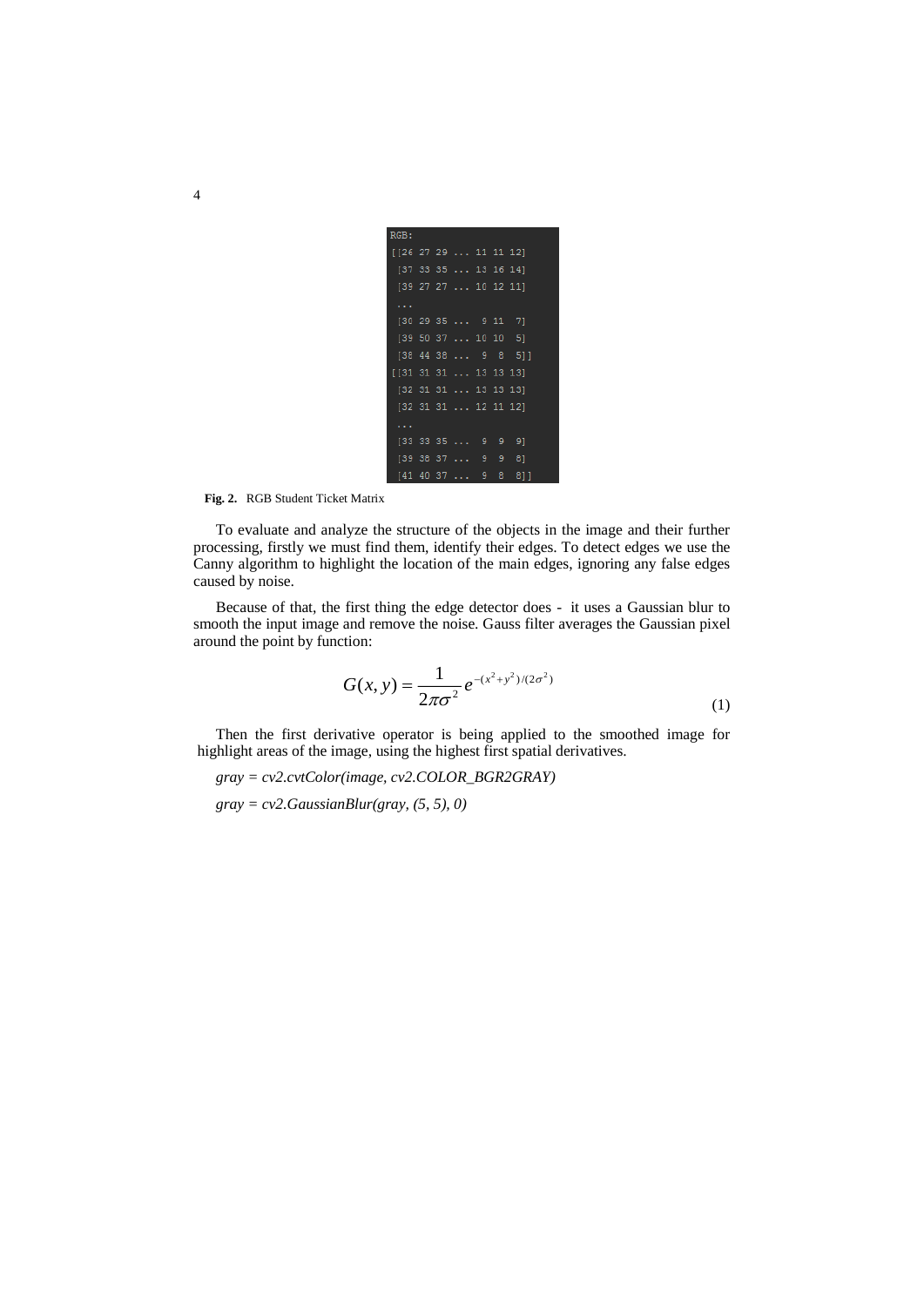```
RGB:
[[26 27 29 ... 11 11 12]
 [37 33 35 ... 13 16 14]
 [39 27 27 ... 10 12 11]
 ...
 [30 29 35 ...  9 11  7]
 [39 50 37 ... 10 10  5]
 [38 44 38 ...  9  8  5]]
[[31 31 31 ... 13 13 13]
 [32 31 31 ... 13 13 13]
 [32 31 31 ... 12 11 12]
 ...
 [33 33 35 ...  9  9  9]
 [39 38 37 ...  9  9  8]
 [41 40 37 ...  9  8  8]]
```

**Fig. 2.** RGB Student Ticket Matrix

To evaluate and analyze the structure of the objects in the image and their further processing, firstly we must find them, identify their edges. To detect edges we use the Canny algorithm to highlight the location of the main edges, ignoring any false edges caused by noise.

Because of that, the first thing the edge detector does - it uses a Gaussian blur to smooth the input image and remove the noise. Gauss filter averages the Gaussian pixel around the point by function:

$$G(x, y) = \frac{1}{2\pi\sigma^2} e^{-(x^2+y^2)/(2\sigma^2)} \tag{1}$$

Then the first derivative operator is being applied to the smoothed image for highlight areas of the image, using the highest first spatial derivatives.

*gray = cv2.cvtColor(image, cv2.COLOR_BGR2GRAY)*

*gray = cv2.GaussianBlur(gray, (5, 5), 0)*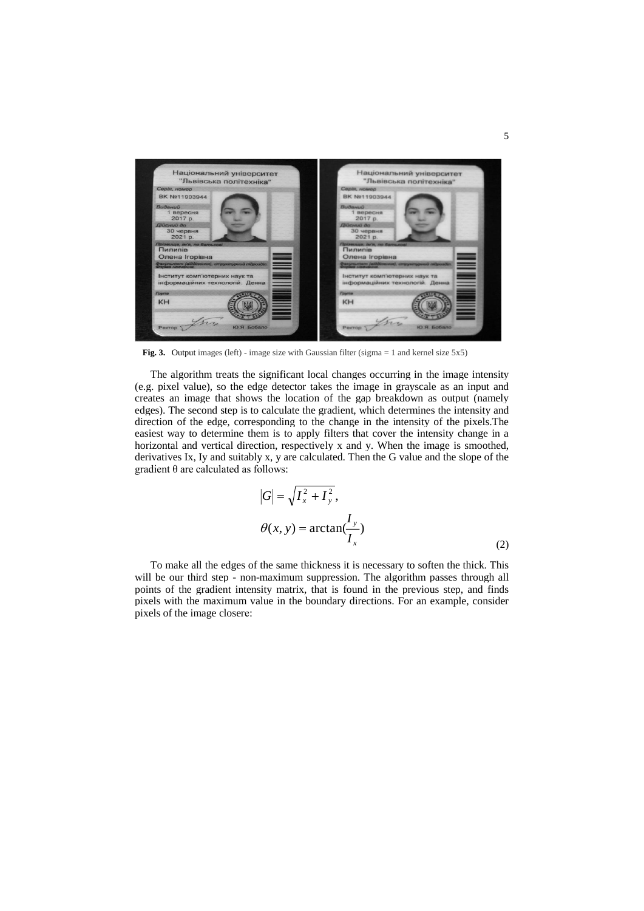**Fig. 3.** Output images (left) - image size with Gaussian filter (sigma = 1 and kernel size 5x5)

The algorithm treats the significant local changes occurring in the image intensity (e.g. pixel value), so the edge detector takes the image in grayscale as an input and creates an image that shows the location of the gap breakdown as output (namely edges). The second step is to calculate the gradient, which determines the intensity and direction of the edge, corresponding to the change in the intensity of the pixels.The easiest way to determine them is to apply filters that cover the intensity change in a horizontal and vertical direction, respectively x and y. When the image is smoothed, derivatives Ix, Iy and suitably x, y are calculated. Then the G value and the slope of the gradient θ are calculated as follows:

$$|G| = \sqrt{I_x^2 + I_y^2},$$
$$\theta(x, y) = \arctan(\frac{I_y}{I_x}) \quad (2)$$

To make all the edges of the same thickness it is necessary to soften the thick. This will be our third step - non-maximum suppression. The algorithm passes through all points of the gradient intensity matrix, that is found in the previous step, and finds pixels with the maximum value in the boundary directions. For an example, consider pixels of the image closere: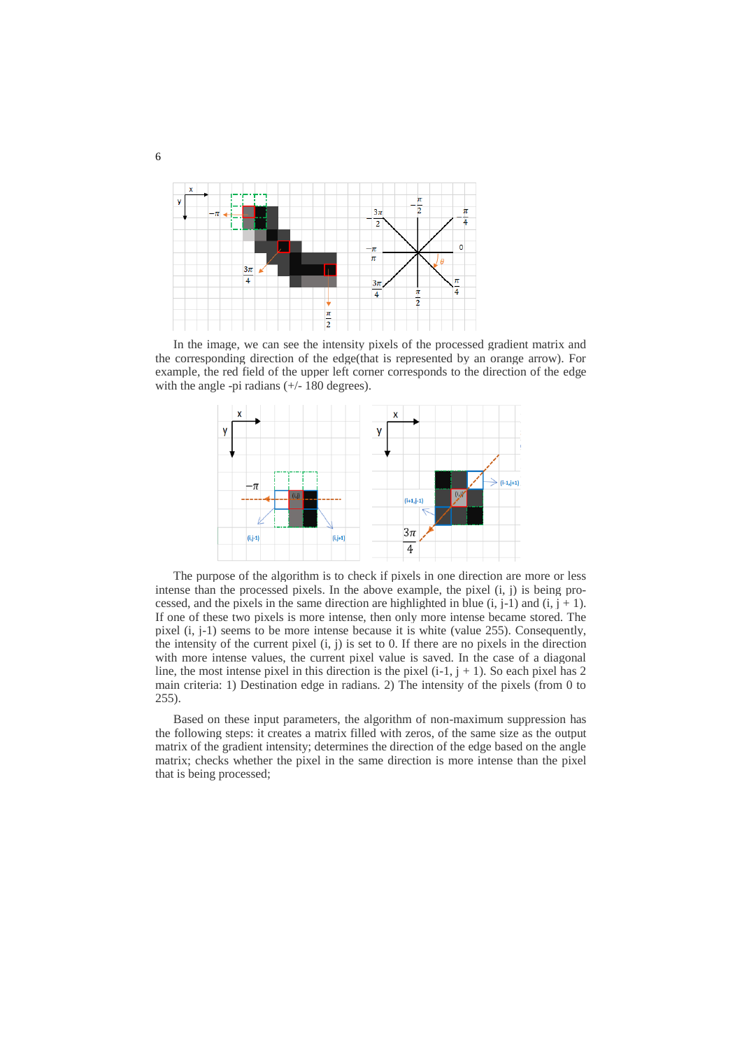In the image, we can see the intensity pixels of the processed gradient matrix and the corresponding direction of the edge(that is represented by an orange arrow). For example, the red field of the upper left corner corresponds to the direction of the edge with the angle -pi radians (+/- 180 degrees).

The purpose of the algorithm is to check if pixels in one direction are more or less intense than the processed pixels. In the above example, the pixel (i, j) is being processed, and the pixels in the same direction are highlighted in blue (i, j-1) and (i, j + 1). If one of these two pixels is more intense, then only more intense became stored. The pixel (i, j-1) seems to be more intense because it is white (value 255). Consequently, the intensity of the current pixel (i, j) is set to 0. If there are no pixels in the direction with more intense values, the current pixel value is saved. In the case of a diagonal line, the most intense pixel in this direction is the pixel (i-1, j + 1). So each pixel has 2 main criteria: 1) Destination edge in radians. 2) The intensity of the pixels (from 0 to 255).

Based on these input parameters, the algorithm of non-maximum suppression has the following steps: it creates a matrix filled with zeros, of the same size as the output matrix of the gradient intensity; determines the direction of the edge based on the angle matrix; checks whether the pixel in the same direction is more intense than the pixel that is being processed;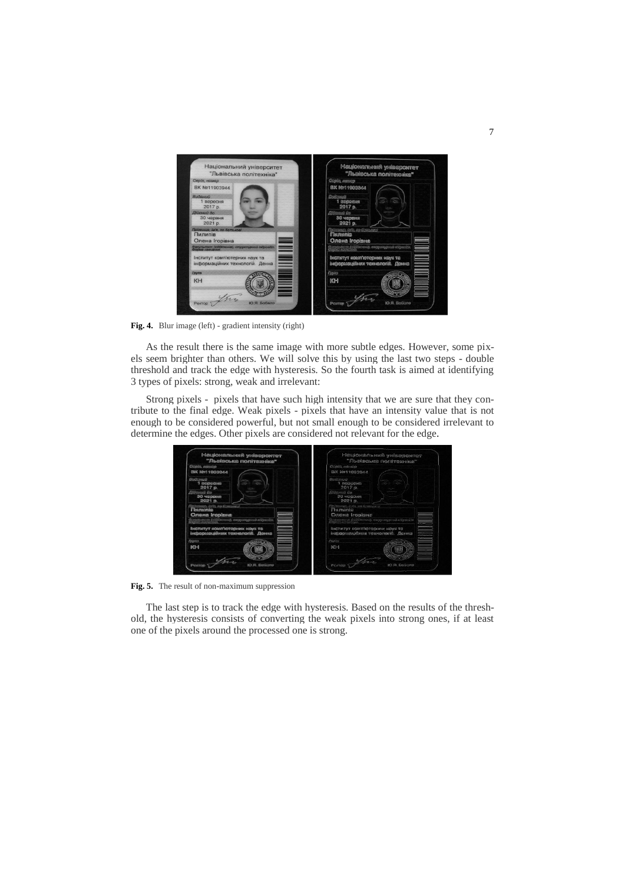**Fig. 4.** Blur image (left) - gradient intensity (right)

As the result there is the same image with more subtle edges. However, some pixels seem brighter than others. We will solve this by using the last two steps - double threshold and track the edge with hysteresis. So the fourth task is aimed at identifying 3 types of pixels: strong, weak and irrelevant:

Strong pixels - pixels that have such high intensity that we are sure that they contribute to the final edge. Weak pixels - pixels that have an intensity value that is not enough to be considered powerful, but not small enough to be considered irrelevant to determine the edges. Other pixels are considered not relevant for the edge.

**Fig. 5.** The result of non-maximum suppression

The last step is to track the edge with hysteresis. Based on the results of the threshold, the hysteresis consists of converting the weak pixels into strong ones, if at least one of the pixels around the processed one is strong.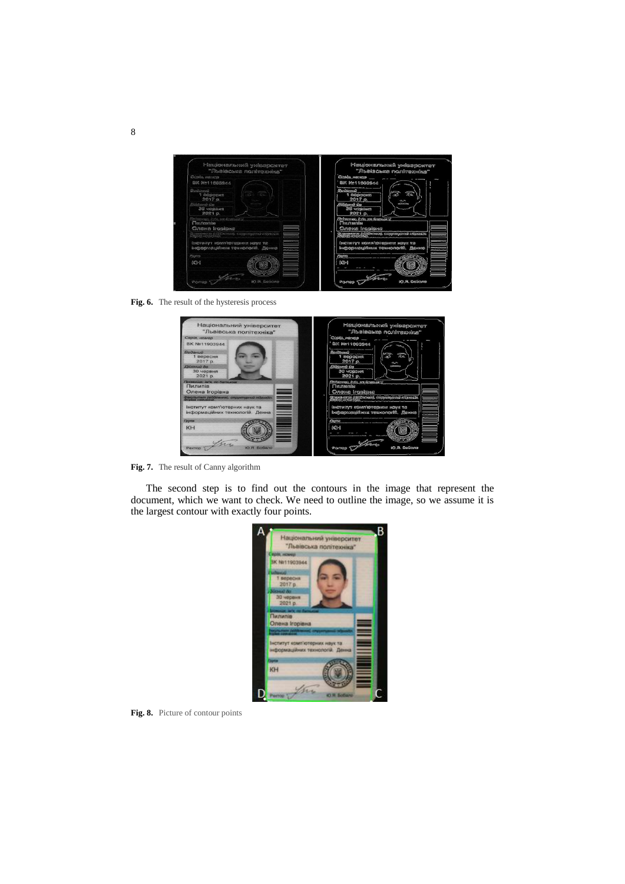Fig. 6. The result of the hysteresis process

Fig. 7. The result of Canny algorithm

The second step is to find out the contours in the image that represent the document, which we want to check. We need to outline the image, so we assume it is the largest contour with exactly four points.

Fig. 8. Picture of contour points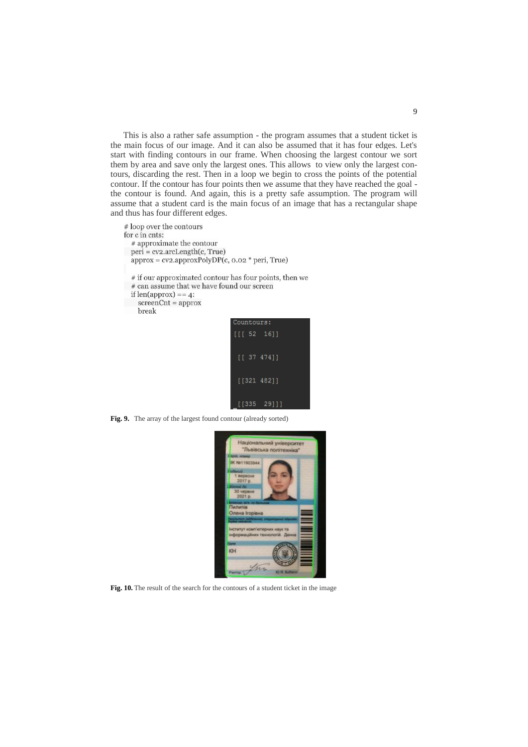This is also a rather safe assumption - the program assumes that a student ticket is the main focus of our image. And it can also be assumed that it has four edges. Let's start with finding contours in our frame. When choosing the largest contour we sort them by area and save only the largest ones. This allows to view only the largest contours, discarding the rest. Then in a loop we begin to cross the points of the potential contour. If the contour has four points then we assume that they have reached the goal - the contour is found. And again, this is a pretty safe assumption. The program will assume that a student card is the main focus of an image that has a rectangular shape and thus has four different edges.

```
# loop over the contours
for c in cnts:
  # approximate the contour
  peri = cv2.arcLength(c, True)
  approx = cv2.approxPolyDP(c, 0.02 * peri, True)

  # if our approximated contour has four points, then we
  # can assume that we have found our screen
  if len(approx) == 4:
    screenCnt = approx
    break
```

```
Countours:
[[[ 52  16]]

 [[ 37 474]]

 [[321 482]]

 [[335  29]]]
```

**Fig. 9.** The array of the largest found contour (already sorted)

**Fig. 10.** The result of the search for the contours of a student ticket in the image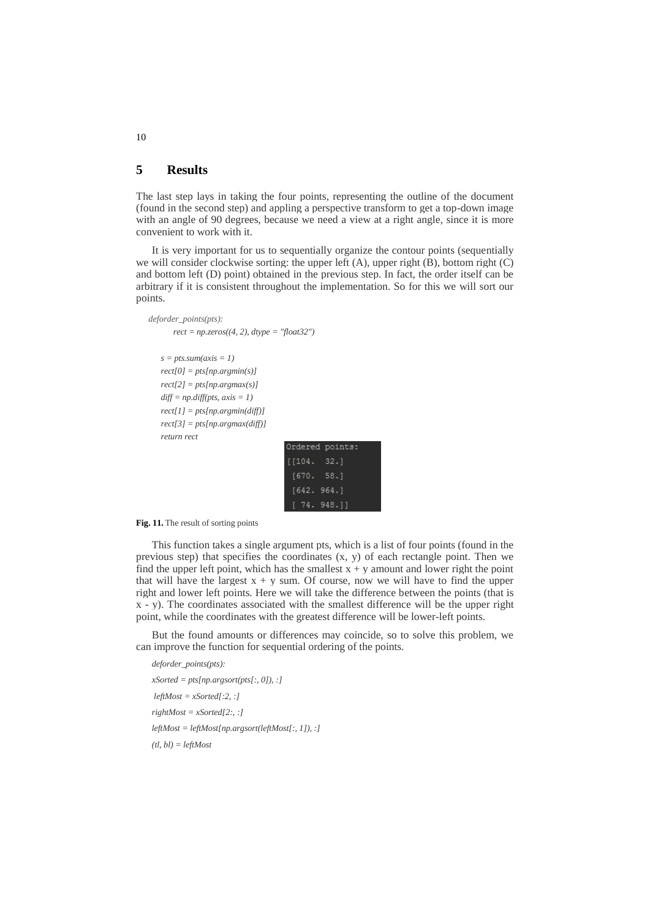## 5 Results

The last step lays in taking the four points, representing the outline of the document (found in the second step) and appling a perspective transform to get a top-down image with an angle of 90 degrees, because we need a view at a right angle, since it is more convenient to work with it.

It is very important for us to sequentially organize the contour points (sequentially we will consider clockwise sorting: the upper left (A), upper right (B), bottom right (C) and bottom left (D) point) obtained in the previous step. In fact, the order itself can be arbitrary if it is consistent throughout the implementation. So for this we will sort our points.

```
deforder_points(pts):
    rect = np.zeros((4, 2), dtype = "float32")

    s = pts.sum(axis = 1)
    rect[0] = pts[np.argmin(s)]
    rect[2] = pts[np.argmax(s)]
    diff = np.diff(pts, axis = 1)
    rect[1] = pts[np.argmin(diff)]
    rect[3] = pts[np.argmax(diff)]
    return rect
```

```
Ordered points:
[[104.  32.]
 [670.  58.]
 [642. 964.]
 [ 74. 948.]]
```

**Fig. 11.** The result of sorting points

This function takes a single argument pts, which is a list of four points (found in the previous step) that specifies the coordinates (x, y) of each rectangle point. Then we find the upper left point, which has the smallest x + y amount and lower right the point that will have the largest x + y sum. Of course, now we will have to find the upper right and lower left points. Here we will take the difference between the points (that is x - y). The coordinates associated with the smallest difference will be the upper right point, while the coordinates with the greatest difference will be lower-left points.

But the found amounts or differences may coincide, so to solve this problem, we can improve the function for sequential ordering of the points.

```
deforder_points(pts):
xSorted = pts[np.argsort(pts[:, 0]), :]
 leftMost = xSorted[:2, :]
rightMost = xSorted[2:, :]
leftMost = leftMost[np.argsort(leftMost[:, 1]), :]
(tl, bl) = leftMost
```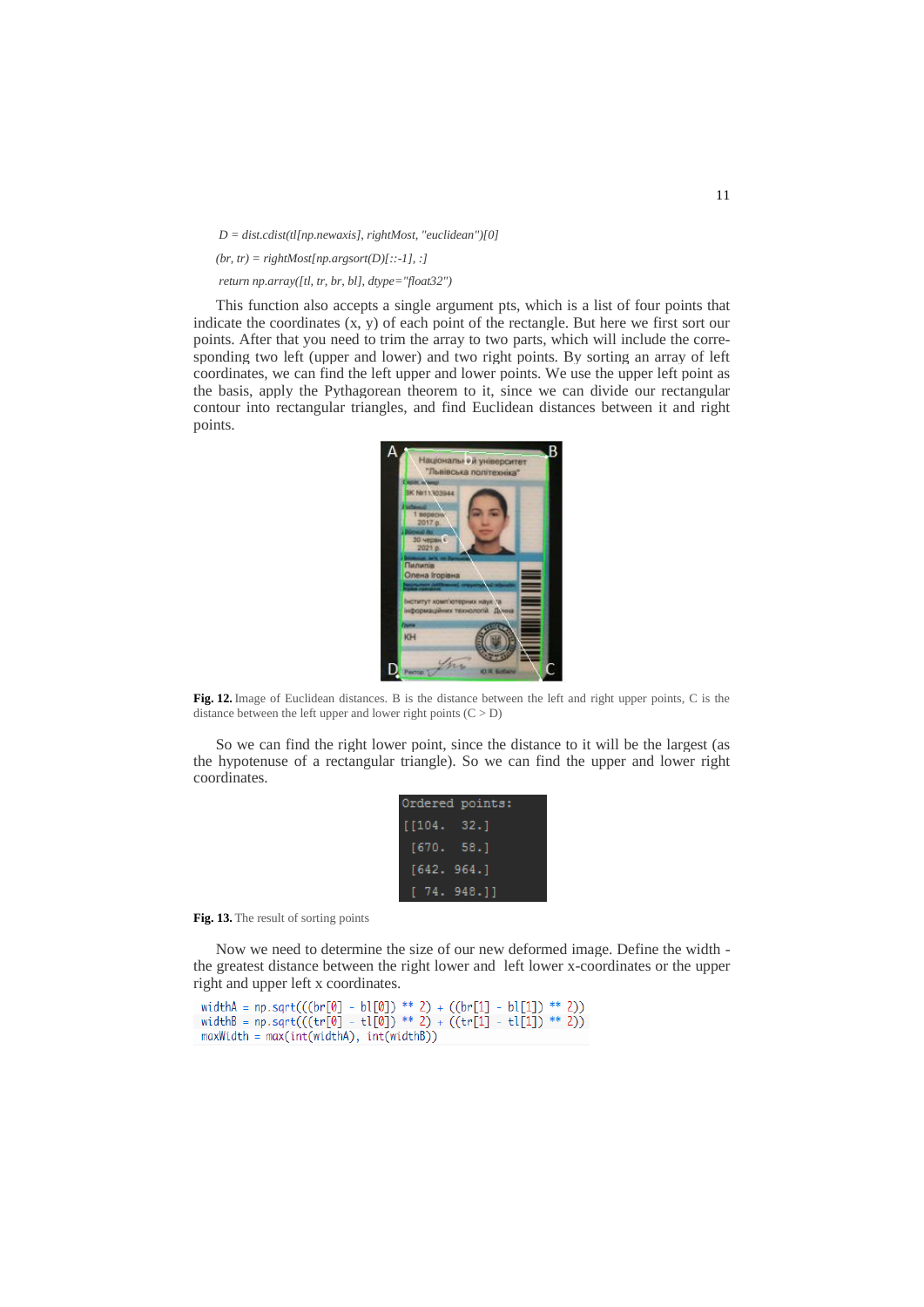*D = dist.cdist(tl[np.newaxis], rightMost, "euclidean")[0]*

*(br, tr) = rightMost[np.argsort(D)[::-1], :]*

*return np.array([tl, tr, br, bl], dtype="float32")*

This function also accepts a single argument pts, which is a list of four points that indicate the coordinates (x, y) of each point of the rectangle. But here we first sort our points. After that you need to trim the array to two parts, which will include the corresponding two left (upper and lower) and two right points. By sorting an array of left coordinates, we can find the left upper and lower points. We use the upper left point as the basis, apply the Pythagorean theorem to it, since we can divide our rectangular contour into rectangular triangles, and find Euclidean distances between it and right points.

**Fig. 12.** Image of Euclidean distances. B is the distance between the left and right upper points, C is the distance between the left upper and lower right points (C > D)

So we can find the right lower point, since the distance to it will be the largest (as the hypotenuse of a rectangular triangle). So we can find the upper and lower right coordinates.

```
Ordered points:
[[104.  32.]
 [670.  58.]
 [642. 964.]
 [ 74. 948.]]
```

**Fig. 13.** The result of sorting points

Now we need to determine the size of our new deformed image. Define the width - the greatest distance between the right lower and left lower x-coordinates or the upper right and upper left x coordinates.

```
widthA = np.sqrt(((br[0] - bl[0]) ** 2) + ((br[1] - bl[1]) ** 2))
widthB = np.sqrt(((tr[0] - tl[0]) ** 2) + ((tr[1] - tl[1]) ** 2))
maxWidth = max(int(widthA), int(widthB))
```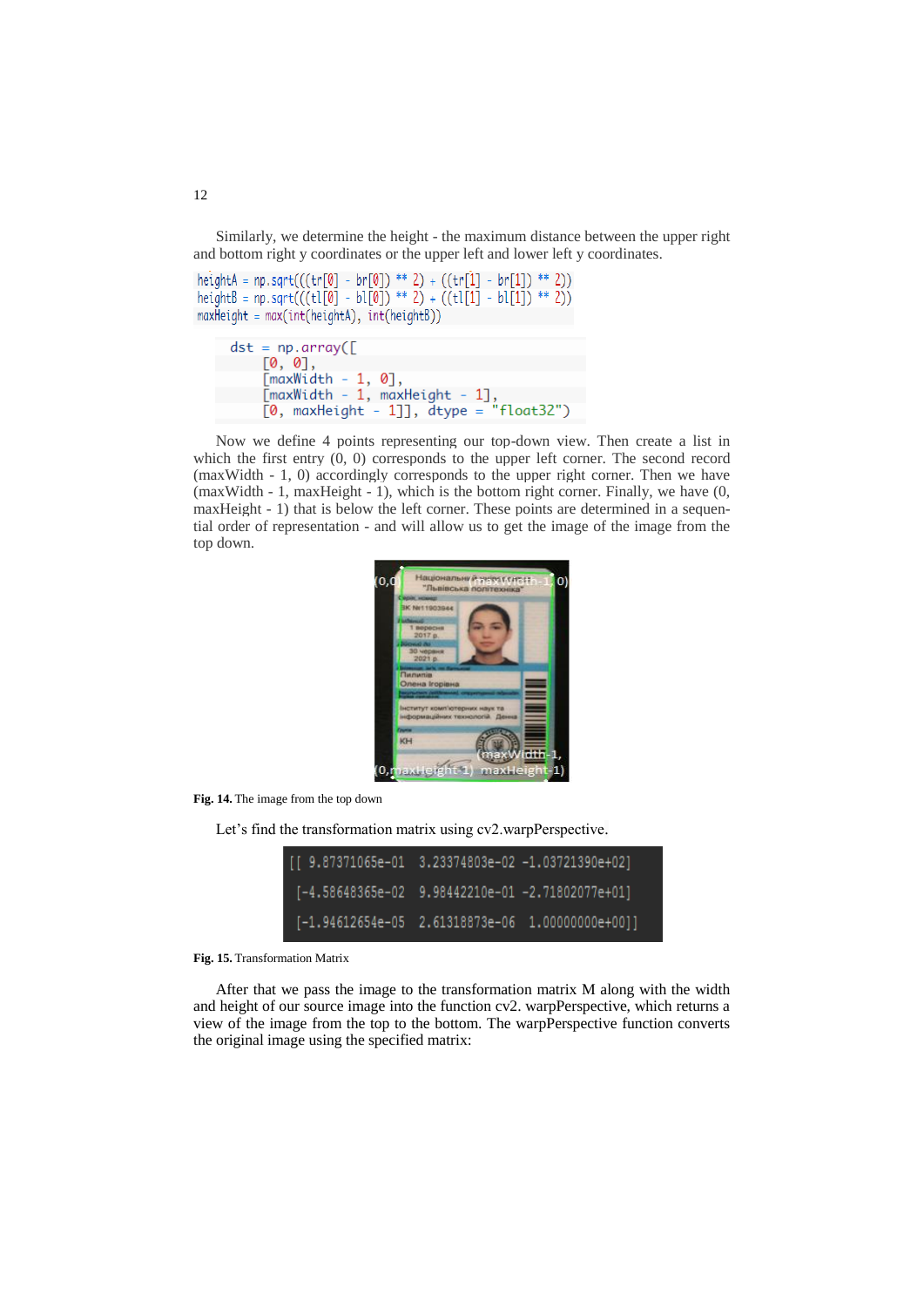Similarly, we determine the height - the maximum distance between the upper right and bottom right y coordinates or the upper left and lower left y coordinates.

```
heightA = np.sqrt(((tr[0] - br[0]) ** 2) + ((tr[1] - br[1]) ** 2))
heightB = np.sqrt(((tl[0] - bl[0]) ** 2) + ((tl[1] - bl[1]) ** 2))
maxHeight = max(int(heightA), int(heightB))
```

```
dst = np.array([
    [0, 0],
    [maxWidth - 1, 0],
    [maxWidth - 1, maxHeight - 1],
    [0, maxHeight - 1]], dtype = "float32")
```

Now we define 4 points representing our top-down view. Then create a list in which the first entry (0, 0) corresponds to the upper left corner. The second record (maxWidth - 1, 0) accordingly corresponds to the upper right corner. Then we have (maxWidth - 1, maxHeight - 1), which is the bottom right corner. Finally, we have (0, maxHeight - 1) that is below the left corner. These points are determined in a sequential order of representation - and will allow us to get the image of the image from the top down.

**Fig. 14.** The image from the top down

Let's find the transformation matrix using cv2.warpPerspective.

```
[[ 9.87371065e-01  3.23374803e-02 -1.03721390e+02]
 [-4.58648365e-02  9.98442210e-01 -2.71802077e+01]
 [-1.94612654e-05  2.61318873e-06  1.00000000e+00]]
```

**Fig. 15.** Transformation Matrix

After that we pass the image to the transformation matrix M along with the width and height of our source image into the function cv2. warpPerspective, which returns a view of the image from the top to the bottom. The warpPerspective function converts the original image using the specified matrix: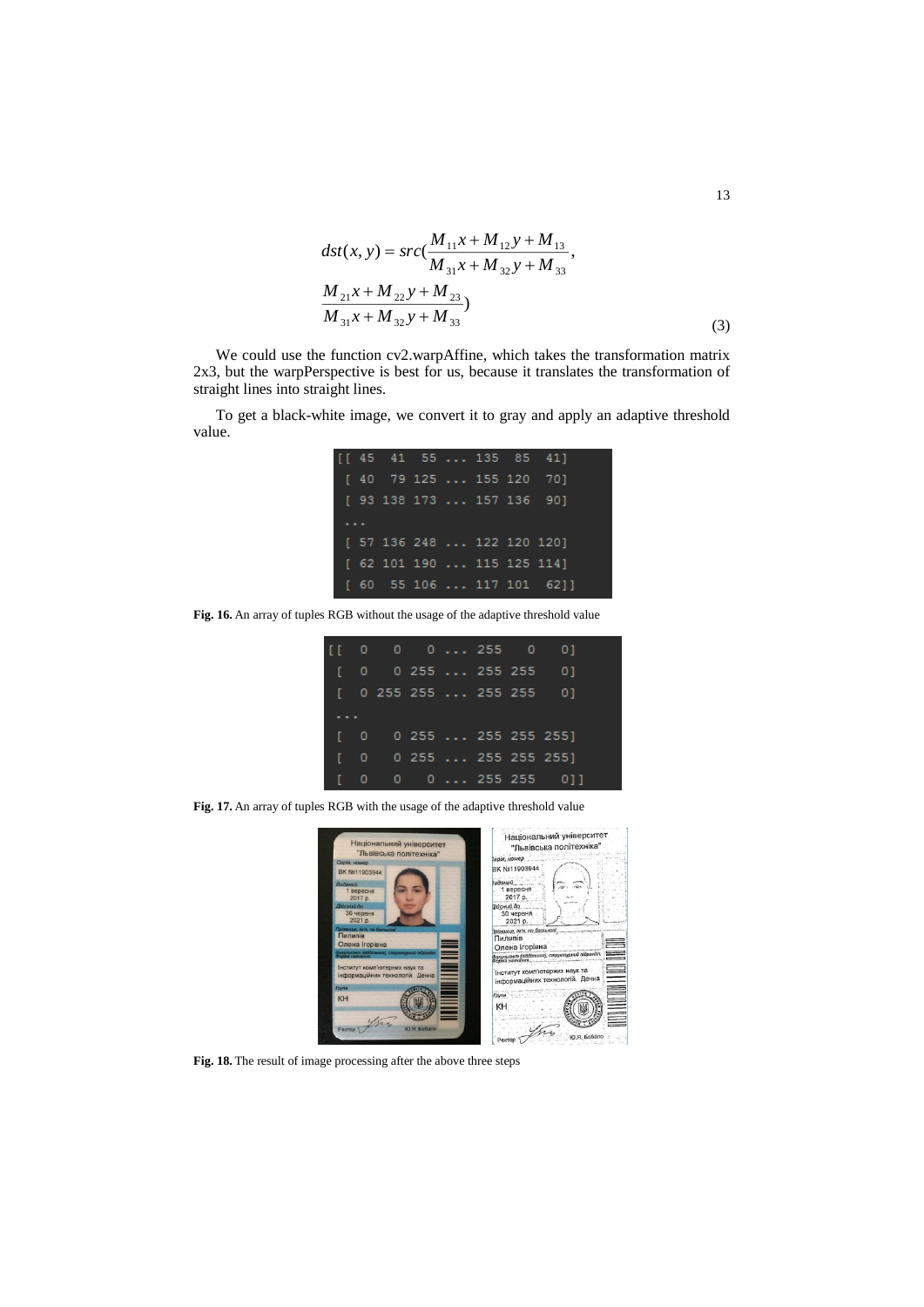$$dst(x, y) = src\left(\frac{M_{11}x + M_{12}y + M_{13}}{M_{31}x + M_{32}y + M_{33}}, \frac{M_{21}x + M_{22}y + M_{23}}{M_{31}x + M_{32}y + M_{33}}\right) \tag{3}$$

We could use the function cv2.warpAffine, which takes the transformation matrix 2x3, but the warpPerspective is best for us, because it translates the transformation of straight lines into straight lines.

To get a black-white image, we convert it to gray and apply an adaptive threshold value.

```
[[ 45  41  55 ... 135  85  41]
 [ 40  79 125 ... 155 120  70]
 [ 93 138 173 ... 157 136  90]
 ...
 [ 57 136 248 ... 122 120 120]
 [ 62 101 190 ... 115 125 114]
 [ 60  55 106 ... 117 101  62]]
```

**Fig. 16.** An array of tuples RGB without the usage of the adaptive threshold value

```
[[  0   0   0 ... 255   0   0]
 [  0   0 255 ... 255 255   0]
 [  0 255 255 ... 255 255   0]
 ...
 [  0   0 255 ... 255 255 255]
 [  0   0 255 ... 255 255 255]
 [  0   0   0 ... 255 255   0]]
```

**Fig. 17.** An array of tuples RGB with the usage of the adaptive threshold value

**Fig. 18.** The result of image processing after the above three steps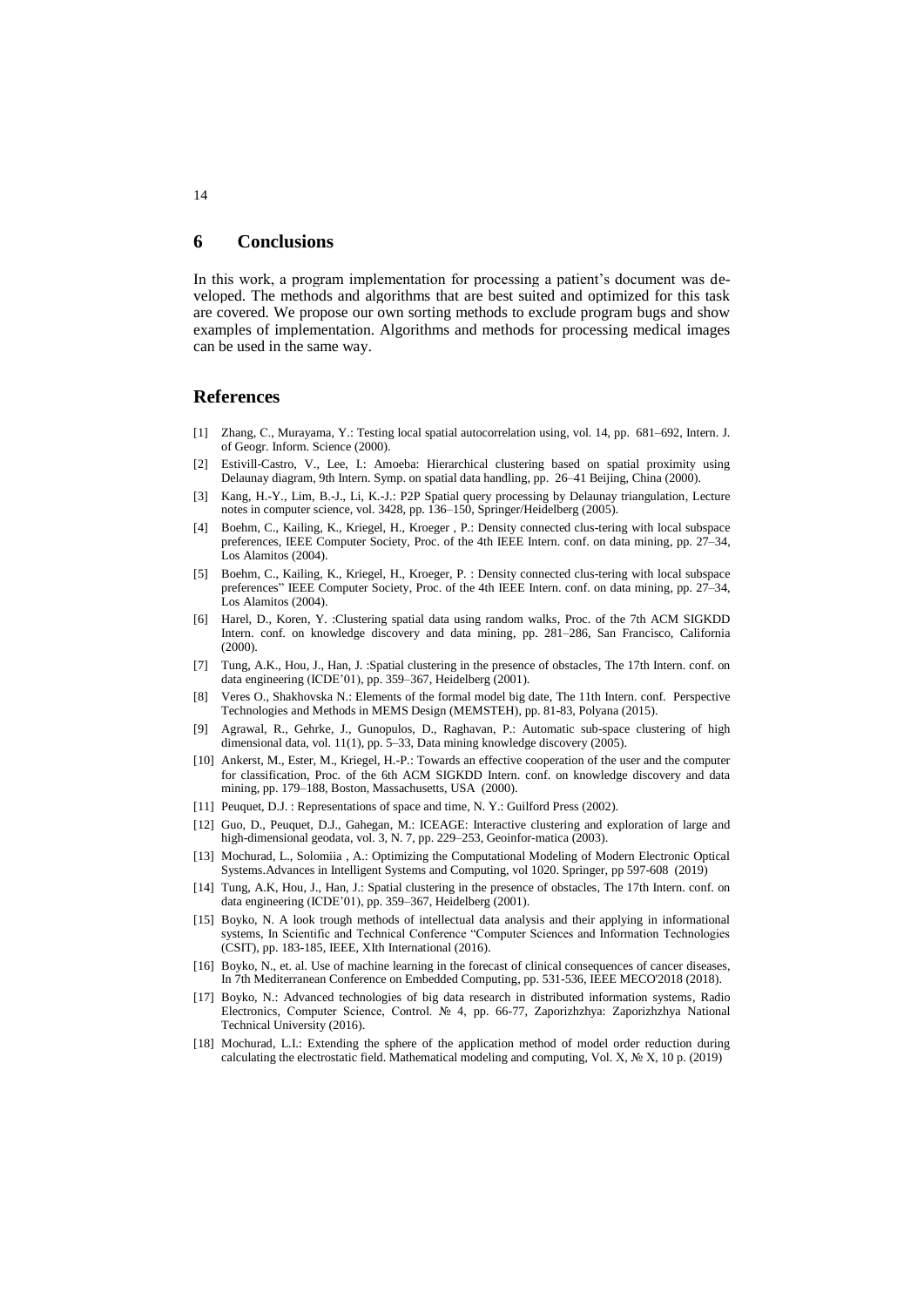## 6 Conclusions

In this work, a program implementation for processing a patient's document was developed. The methods and algorithms that are best suited and optimized for this task are covered. We propose our own sorting methods to exclude program bugs and show examples of implementation. Algorithms and methods for processing medical images can be used in the same way.

## References

[1] Zhang, C., Murayama, Y.: Testing local spatial autocorrelation using, vol. 14, pp. 681–692, Intern. J. of Geogr. Inform. Science (2000).

[2] Estivill-Castro, V., Lee, I.: Amoeba: Hierarchical clustering based on spatial proximity using Delaunay diagram, 9th Intern. Symp. on spatial data handling, pp. 26–41 Beijing, China (2000).

[3] Kang, H.-Y., Lim, B.-J., Li, K.-J.: P2P Spatial query processing by Delaunay triangulation, Lecture notes in computer science, vol. 3428, pp. 136–150, Springer/Heidelberg (2005).

[4] Boehm, C., Kailing, K., Kriegel, H., Kroeger , P.: Density connected clus-tering with local subspace preferences, IEEE Computer Society, Proc. of the 4th IEEE Intern. conf. on data mining, pp. 27–34, Los Alamitos (2004).

[5] Boehm, C., Kailing, K., Kriegel, H., Kroeger, P. : Density connected clus-tering with local subspace preferences" IEEE Computer Society, Proc. of the 4th IEEE Intern. conf. on data mining, pp. 27–34, Los Alamitos (2004).

[6] Harel, D., Koren, Y. :Clustering spatial data using random walks, Proc. of the 7th ACM SIGKDD Intern. conf. on knowledge discovery and data mining, pp. 281–286, San Francisco, California (2000).

[7] Tung, A.K., Hou, J., Han, J. :Spatial clustering in the presence of obstacles, The 17th Intern. conf. on data engineering (ICDE'01), pp. 359–367, Heidelberg (2001).

[8] Veres O., Shakhovska N.: Elements of the formal model big date, The 11th Intern. conf. Perspective Technologies and Methods in MEMS Design (MEMSTEH), pp. 81-83, Polyana (2015).

[9] Agrawal, R., Gehrke, J., Gunopulos, D., Raghavan, P.: Automatic sub-space clustering of high dimensional data, vol. 11(1), pp. 5–33, Data mining knowledge discovery (2005).

[10] Ankerst, M., Ester, M., Kriegel, H.-P.: Towards an effective cooperation of the user and the computer for classification, Proc. of the 6th ACM SIGKDD Intern. conf. on knowledge discovery and data mining, pp. 179–188, Boston, Massachusetts, USA (2000).

[11] Peuquet, D.J. : Representations of space and time, N. Y.: Guilford Press (2002).

[12] Guo, D., Peuquet, D.J., Gahegan, M.: ICEAGE: Interactive clustering and exploration of large and high-dimensional geodata, vol. 3, N. 7, pp. 229–253, Geoinfor-matica (2003).

[13] Mochurad, L., Solomiia , A.: Optimizing the Computational Modeling of Modern Electronic Optical Systems.Advances in Intelligent Systems and Computing, vol 1020. Springer, pp 597-608 (2019)

[14] Tung, A.K, Hou, J., Han, J.: Spatial clustering in the presence of obstacles, The 17th Intern. conf. on data engineering (ICDE'01), pp. 359–367, Heidelberg (2001).

[15] Boyko, N. A look trough methods of intellectual data analysis and their applying in informational systems, In Scientific and Technical Conference "Computer Sciences and Information Technologies (CSIT), pp. 183-185, IEEE, XIth International (2016).

[16] Boyko, N., et. al. Use of machine learning in the forecast of clinical consequences of cancer diseases, In 7th Mediterranean Conference on Embedded Computing, pp. 531-536, IEEE MECO'2018 (2018).

[17] Boyko, N.: Advanced technologies of big data research in distributed information systems, Radio Electronics, Computer Science, Control. № 4, pp. 66-77, Zaporizhzhya: Zaporizhzhya National Technical University (2016).

[18] Mochurad, L.I.: Extending the sphere of the application method of model order reduction during calculating the electrostatic field. Mathematical modeling and computing, Vol. X, № X, 10 p. (2019)